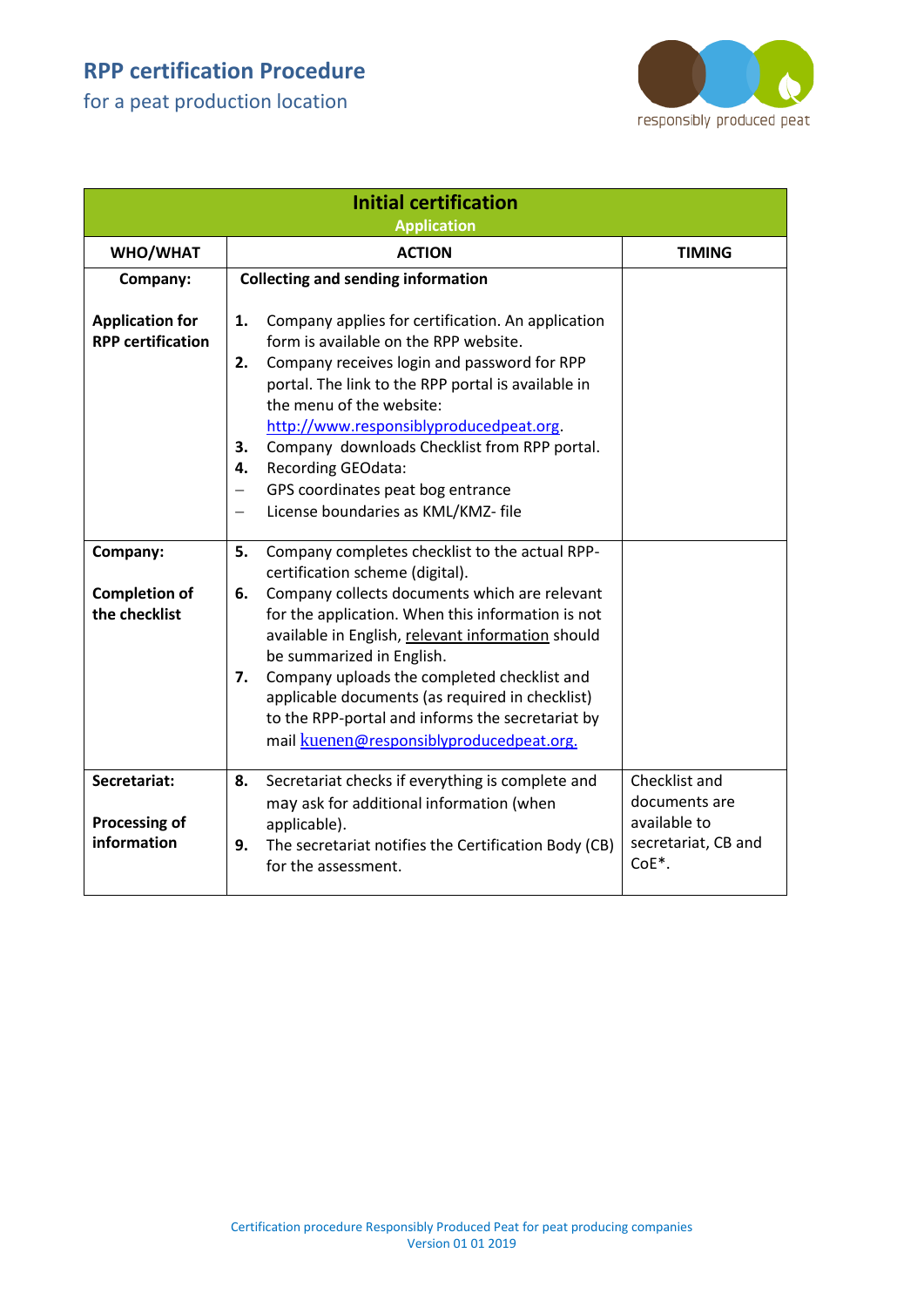# RPP certification Procedure

for a peat production location

| **Initial certification**<br>**Application** | | |
|---|---|---|
| **WHO/WHAT** | **ACTION** | **TIMING** |
| **Company:**<br><br>**Application for RPP certification** | **Collecting and sending information**<br><br>**1.** Company applies for certification. An application form is available on the RPP website.<br>**2.** Company receives login and password for RPP portal. The link to the RPP portal is available in the menu of the website: http://www.responsiblyproducedpeat.org.<br>**3.** Company downloads Checklist from RPP portal.<br>**4.** Recording GEOdata:<br>– GPS coordinates peat bog entrance<br>– License boundaries as KML/KMZ- file | |
| **Company:**<br><br>**Completion of the checklist** | **5.** Company completes checklist to the actual RPP-certification scheme (digital).<br>**6.** Company collects documents which are relevant for the application. When this information is not available in English, relevant information should be summarized in English.<br>**7.** Company uploads the completed checklist and applicable documents (as required in checklist) to the RPP-portal and informs the secretariat by mail kuenen@responsiblyproducedpeat.org. | |
| **Secretariat:**<br><br>**Processing of information** | **8.** Secretariat checks if everything is complete and may ask for additional information (when applicable).<br>**9.** The secretariat notifies the Certification Body (CB) for the assessment. | Checklist and documents are available to secretariat, CB and CoE*. |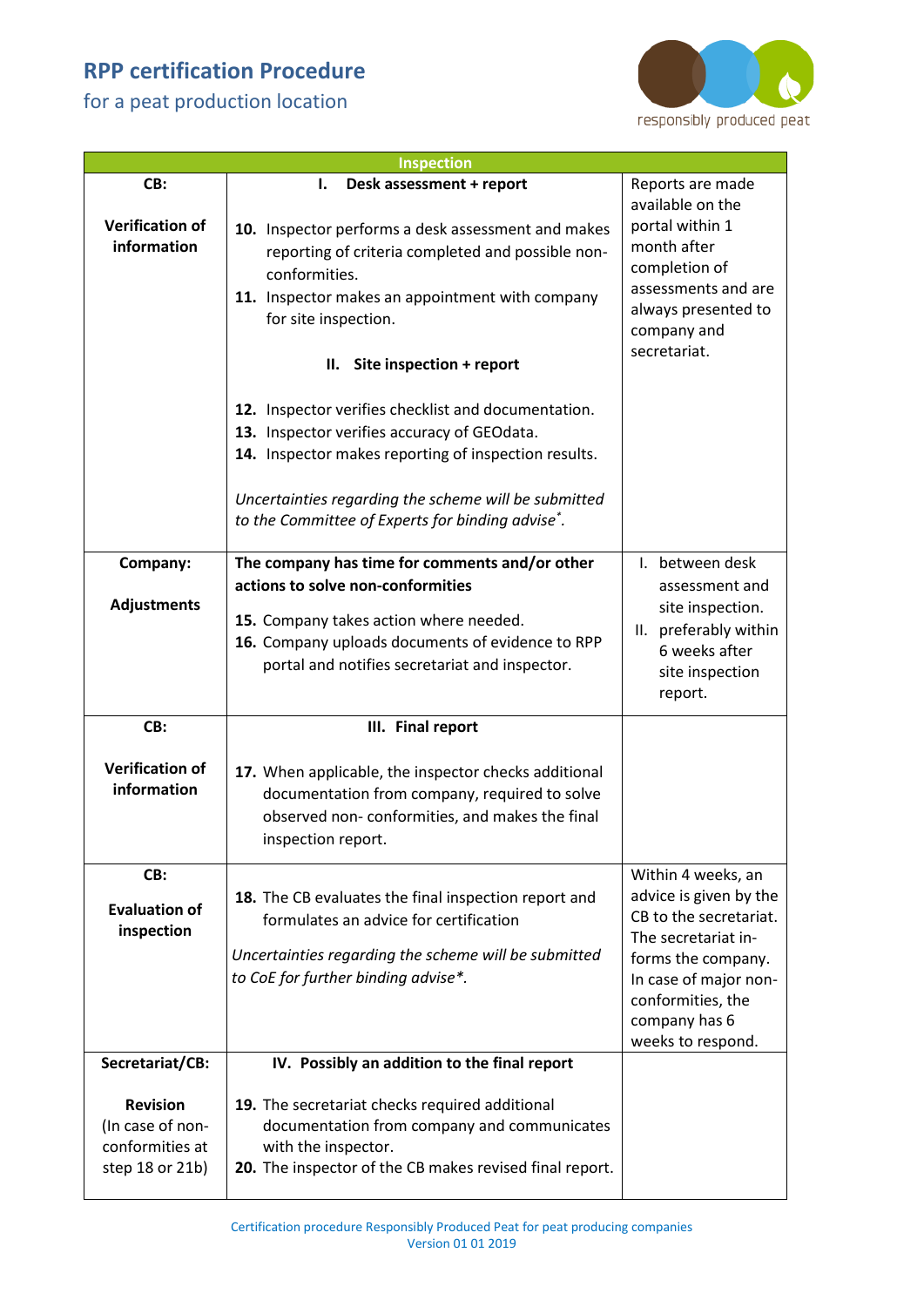# RPP certification Procedure

## for a peat production location

| Inspection | | |
|---|---|---|
| **CB:**<br><br>**Verification of information** | **I. Desk assessment + report**<br><br>**10.** Inspector performs a desk assessment and makes reporting of criteria completed and possible non-conformities.<br>**11.** Inspector makes an appointment with company for site inspection.<br><br>**II. Site inspection + report**<br><br>**12.** Inspector verifies checklist and documentation.<br>**13.** Inspector verifies accuracy of GEOdata.<br>**14.** Inspector makes reporting of inspection results.<br><br>*Uncertainties regarding the scheme will be submitted to the Committee of Experts for binding advise*. | Reports are made available on the portal within 1 month after completion of assessments and are always presented to company and secretariat. |
| **Company:**<br><br>**Adjustments** | **The company has time for comments and/or other actions to solve non-conformities**<br><br>**15.** Company takes action where needed.<br>**16.** Company uploads documents of evidence to RPP portal and notifies secretariat and inspector. | I. between desk assessment and site inspection.<br>II. preferably within 6 weeks after site inspection report. |
| **CB:**<br><br>**Verification of information** | **III. Final report**<br><br>**17.** When applicable, the inspector checks additional documentation from company, required to solve observed non- conformities, and makes the final inspection report. | |
| **CB:**<br><br>**Evaluation of inspection** | **18.** The CB evaluates the final inspection report and formulates an advice for certification<br><br>*Uncertainties regarding the scheme will be submitted to CoE for further binding advise*.* | Within 4 weeks, an advice is given by the CB to the secretariat. The secretariat in-forms the company. In case of major non-conformities, the company has 6 weeks to respond. |
| **Secretariat/CB:**<br><br>**Revision**<br>(In case of non-conformities at step 18 or 21b) | **IV. Possibly an addition to the final report**<br><br>**19.** The secretariat checks required additional documentation from company and communicates with the inspector.<br>**20.** The inspector of the CB makes revised final report. | |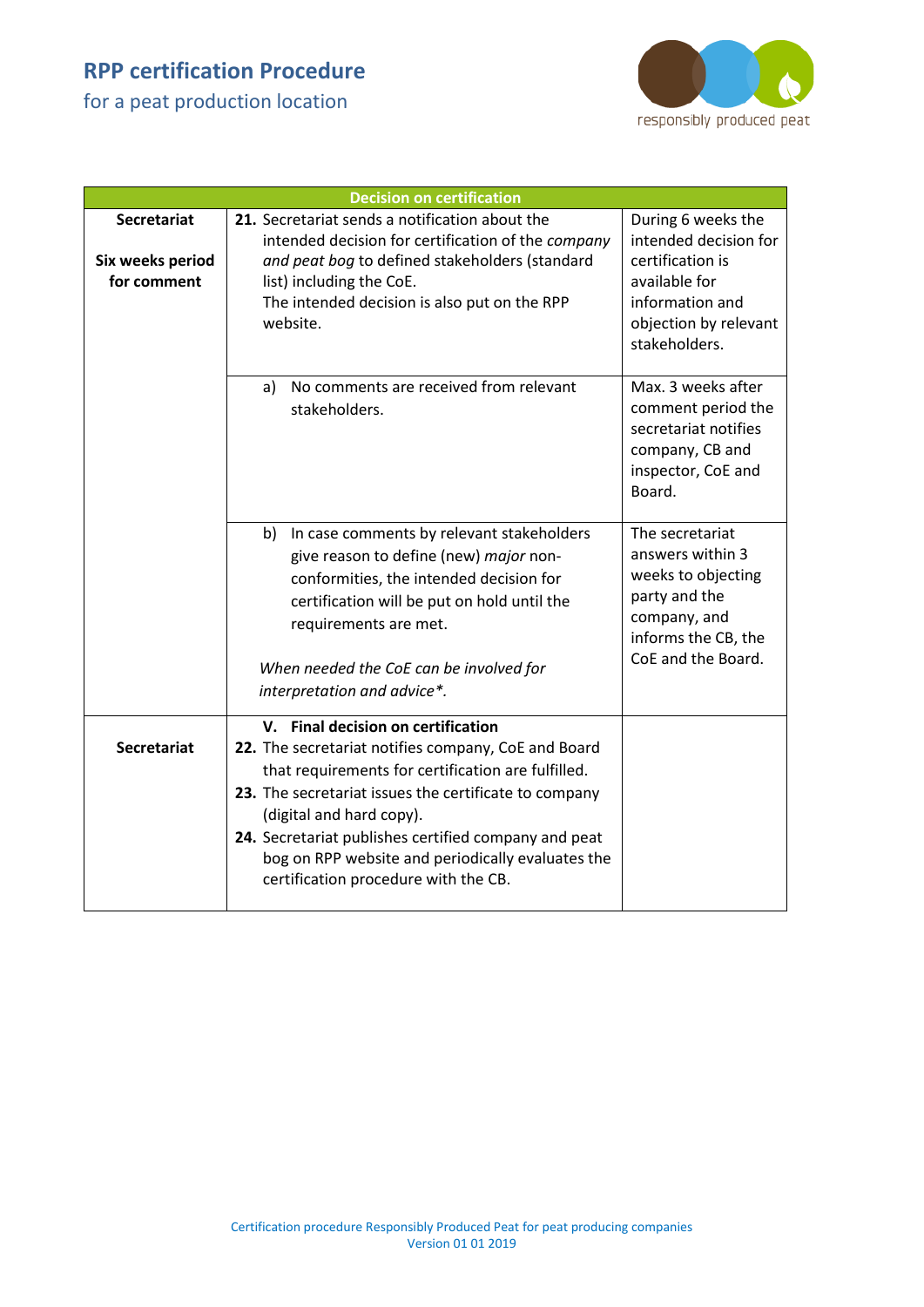| Decision on certification | | |
|---|---|---|
| **Secretariat**<br><br>**Six weeks period for comment** | **21.** Secretariat sends a notification about the intended decision for certification of the *company and peat bog* to defined stakeholders (standard list) including the CoE.<br>The intended decision is also put on the RPP website. | During 6 weeks the intended decision for certification is available for information and objection by relevant stakeholders. |
| | a) No comments are received from relevant stakeholders. | Max. 3 weeks after comment period the secretariat notifies company, CB and inspector, CoE and Board. |
| | b) In case comments by relevant stakeholders give reason to define (new) *major* non-conformities, the intended decision for certification will be put on hold until the requirements are met.<br><br>*When needed the CoE can be involved for interpretation and advice\*.* | The secretariat answers within 3 weeks to objecting party and the company, and informs the CB, the CoE and the Board. |
| **Secretariat** | **V. Final decision on certification**<br>**22.** The secretariat notifies company, CoE and Board that requirements for certification are fulfilled.<br>**23.** The secretariat issues the certificate to company (digital and hard copy).<br>**24.** Secretariat publishes certified company and peat bog on RPP website and periodically evaluates the certification procedure with the CB. | |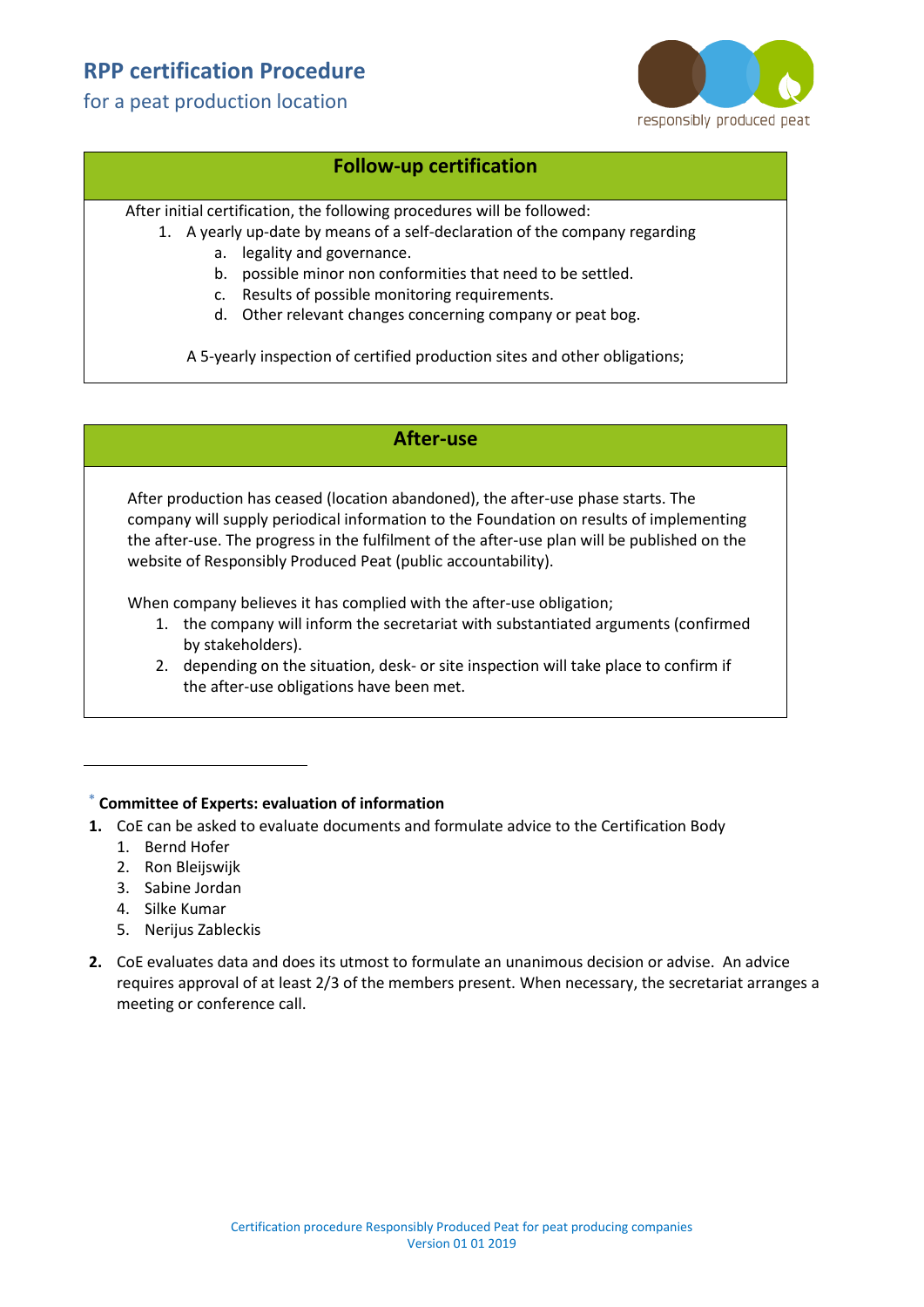## Follow-up certification

After initial certification, the following procedures will be followed:

1. A yearly up-date by means of a self-declaration of the company regarding
   a. legality and governance.
   b. possible minor non conformities that need to be settled.
   c. Results of possible monitoring requirements.
   d. Other relevant changes concerning company or peat bog.

   A 5-yearly inspection of certified production sites and other obligations;

## After-use

After production has ceased (location abandoned), the after-use phase starts. The company will supply periodical information to the Foundation on results of implementing the after-use. The progress in the fulfilment of the after-use plan will be published on the website of Responsibly Produced Peat (public accountability).

When company believes it has complied with the after-use obligation;

1. the company will inform the secretariat with substantiated arguments (confirmed by stakeholders).
2. depending on the situation, desk- or site inspection will take place to confirm if the after-use obligations have been met.

---

* **Committee of Experts: evaluation of information**

1. CoE can be asked to evaluate documents and formulate advice to the Certification Body
   1. Bernd Hofer
   2. Ron Bleijswijk
   3. Sabine Jordan
   4. Silke Kumar
   5. Nerijus Zableckis
2. CoE evaluates data and does its utmost to formulate an unanimous decision or advise. An advice requires approval of at least 2/3 of the members present. When necessary, the secretariat arranges a meeting or conference call.